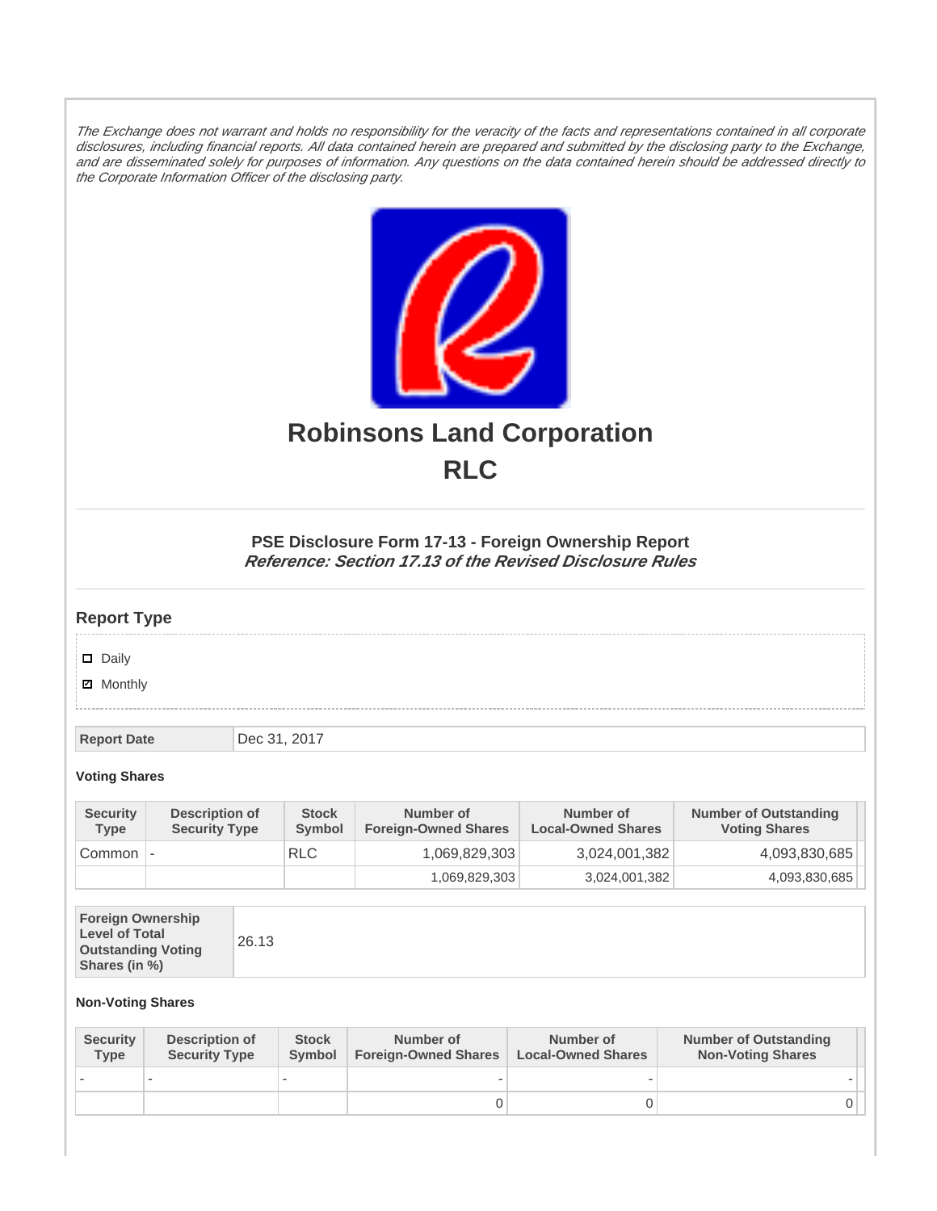*The Exchange does not warrant and holds no responsibility for the veracity of the facts and representations contained in all corporate disclosures, including financial reports. All data contained herein are prepared and submitted by the disclosing party to the Exchange, and are disseminated solely for purposes of information. Any questions on the data contained herein should be addressed directly to the Corporate Information Officer of the disclosing party.*

# Robinsons Land Corporation
# RLC

### PSE Disclosure Form 17-13 - Foreign Ownership Report
***Reference: Section 17.13 of the Revised Disclosure Rules***

## Report Type

- [ ] Daily
- [x] Monthly

| Report Date | Dec 31, 2017 |
|---|---|

**Voting Shares**

| Security Type | Description of Security Type | Stock Symbol | Number of Foreign-Owned Shares | Number of Local-Owned Shares | Number of Outstanding Voting Shares |
|---|---|---|---|---|---|
| Common | - | RLC | 1,069,829,303 | 3,024,001,382 | 4,093,830,685 |
| | | | 1,069,829,303 | 3,024,001,382 | 4,093,830,685 |

| Foreign Ownership Level of Total Outstanding Voting Shares (in %) | 26.13 |
|---|---|

**Non-Voting Shares**

| Security Type | Description of Security Type | Stock Symbol | Number of Foreign-Owned Shares | Number of Local-Owned Shares | Number of Outstanding Non-Voting Shares |
|---|---|---|---|---|---|
| - | - | - | - | - | - |
| | | | 0 | 0 | 0 |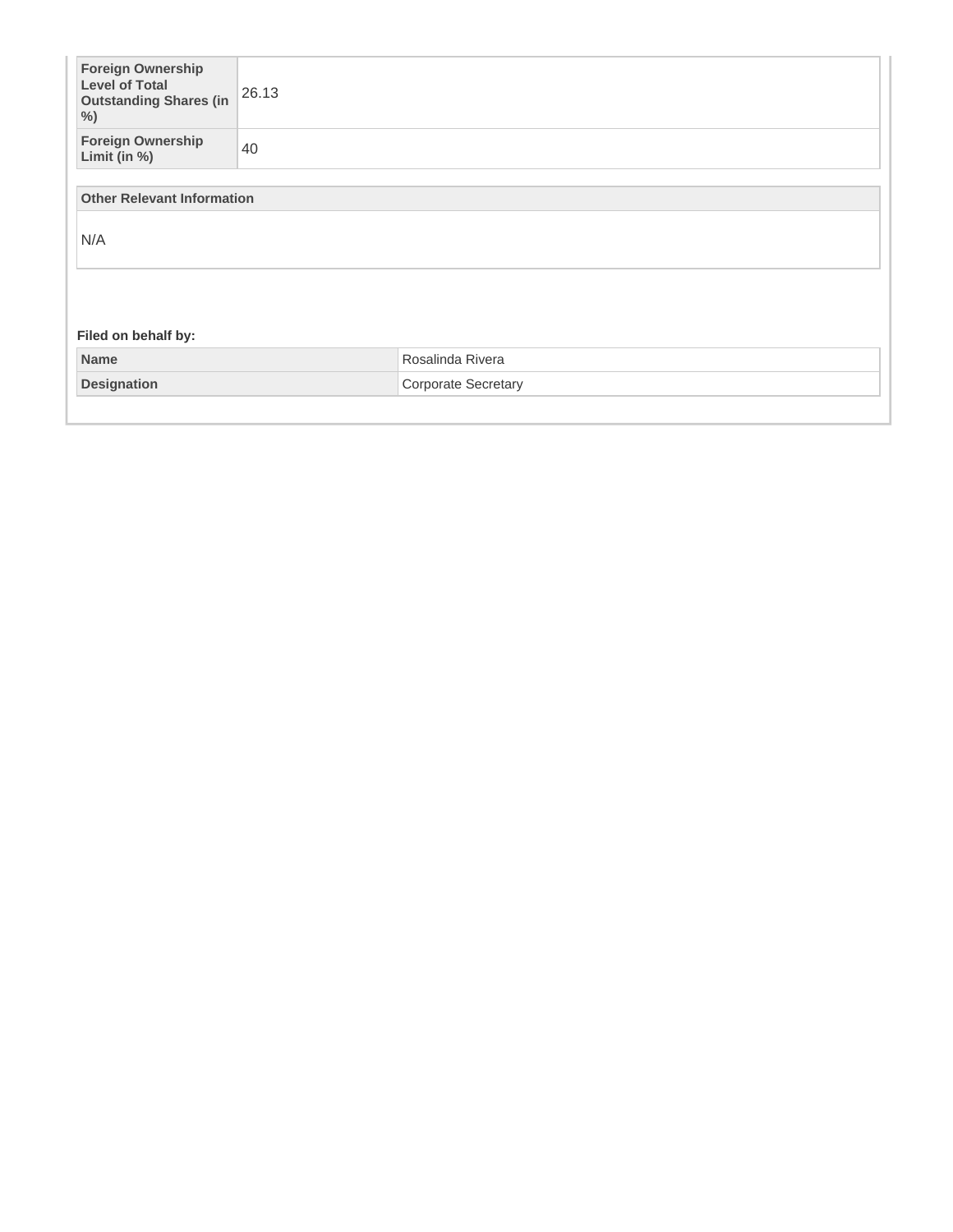| | |
|---|---|
| **Foreign Ownership Level of Total Outstanding Shares (in %)** | 26.13 |
| **Foreign Ownership Limit (in %)** | 40 |

| **Other Relevant Information** |
|---|
| N/A |

**Filed on behalf by:**

| | |
|---|---|
| **Name** | Rosalinda Rivera |
| **Designation** | Corporate Secretary |